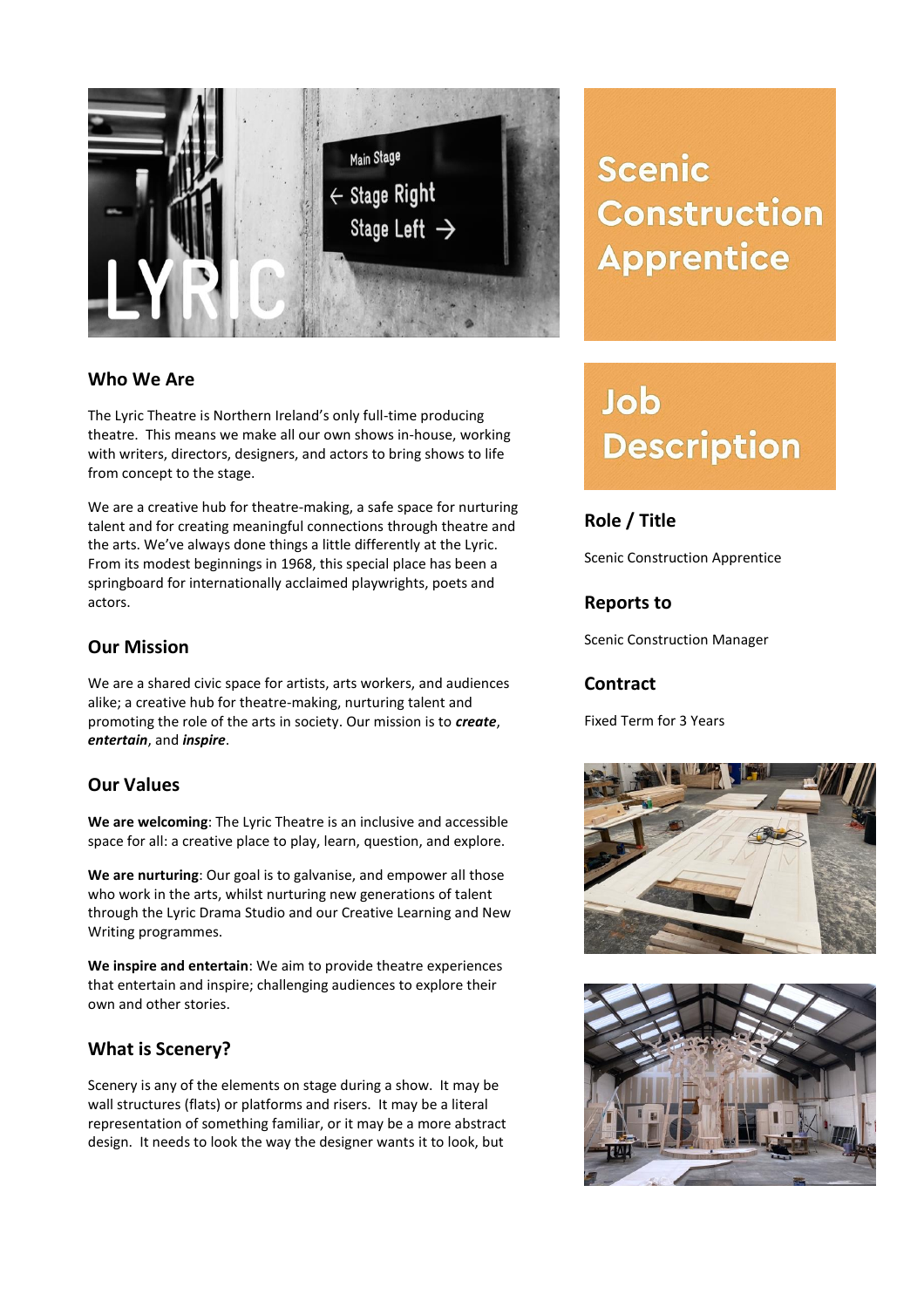# Scenic Construction Apprentice

# Job Description

## Who We Are

The Lyric Theatre is Northern Ireland's only full-time producing theatre. This means we make all our own shows in-house, working with writers, directors, designers, and actors to bring shows to life from concept to the stage.

We are a creative hub for theatre-making, a safe space for nurturing talent and for creating meaningful connections through theatre and the arts. We've always done things a little differently at the Lyric. From its modest beginnings in 1968, this special place has been a springboard for internationally acclaimed playwrights, poets and actors.

## Our Mission

We are a shared civic space for artists, arts workers, and audiences alike; a creative hub for theatre-making, nurturing talent and promoting the role of the arts in society. Our mission is to ***create***, ***entertain***, and ***inspire***.

## Our Values

**We are welcoming**: The Lyric Theatre is an inclusive and accessible space for all: a creative place to play, learn, question, and explore.

**We are nurturing**: Our goal is to galvanise, and empower all those who work in the arts, whilst nurturing new generations of talent through the Lyric Drama Studio and our Creative Learning and New Writing programmes.

**We inspire and entertain**: We aim to provide theatre experiences that entertain and inspire; challenging audiences to explore their own and other stories.

## What is Scenery?

Scenery is any of the elements on stage during a show. It may be wall structures (flats) or platforms and risers. It may be a literal representation of something familiar, or it may be a more abstract design. It needs to look the way the designer wants it to look, but

## Role / Title

Scenic Construction Apprentice

## Reports to

Scenic Construction Manager

## Contract

Fixed Term for 3 Years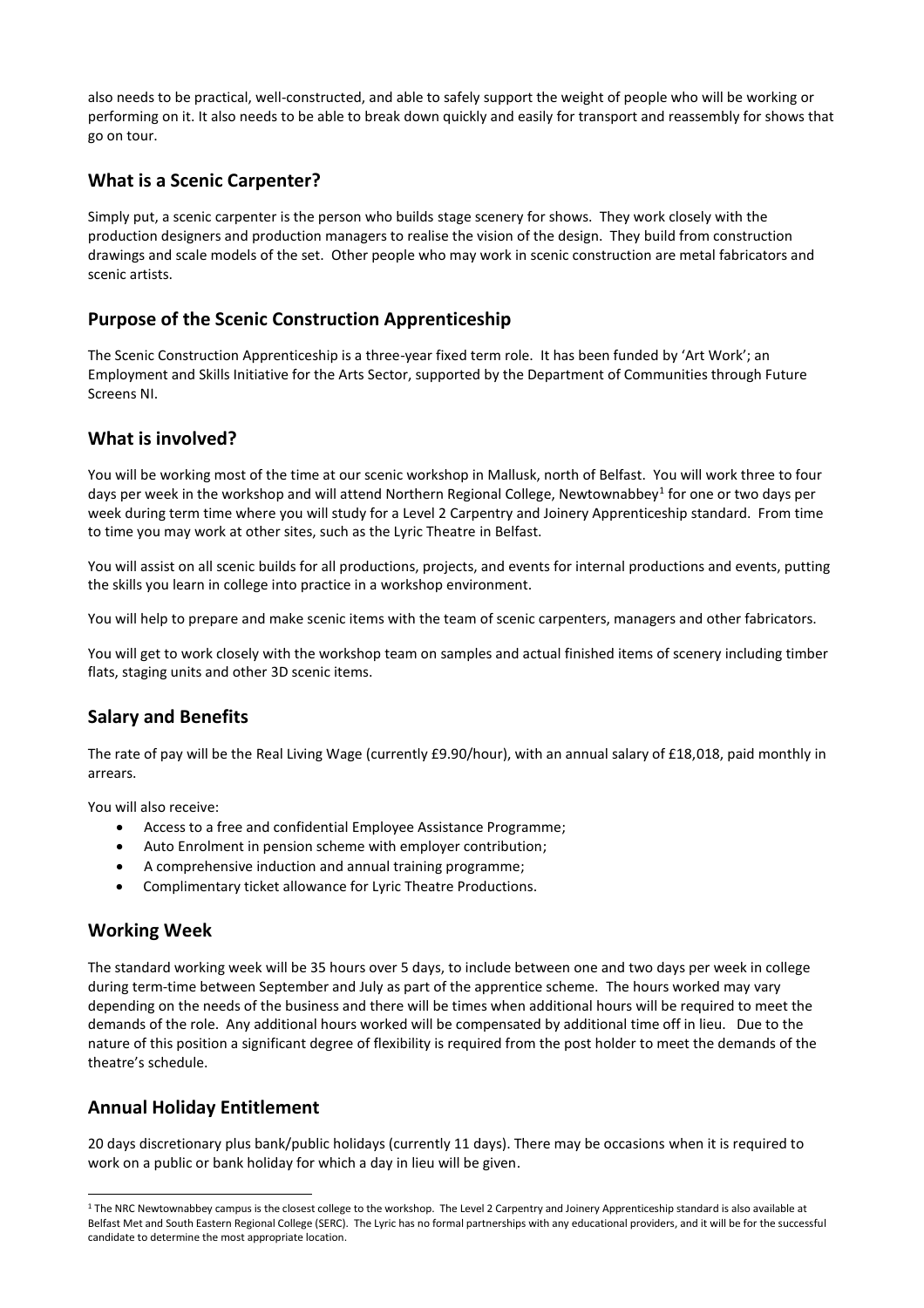also needs to be practical, well-constructed, and able to safely support the weight of people who will be working or performing on it. It also needs to be able to break down quickly and easily for transport and reassembly for shows that go on tour.

## What is a Scenic Carpenter?

Simply put, a scenic carpenter is the person who builds stage scenery for shows. They work closely with the production designers and production managers to realise the vision of the design. They build from construction drawings and scale models of the set. Other people who may work in scenic construction are metal fabricators and scenic artists.

## Purpose of the Scenic Construction Apprenticeship

The Scenic Construction Apprenticeship is a three-year fixed term role. It has been funded by 'Art Work'; an Employment and Skills Initiative for the Arts Sector, supported by the Department of Communities through Future Screens NI.

## What is involved?

You will be working most of the time at our scenic workshop in Mallusk, north of Belfast. You will work three to four days per week in the workshop and will attend Northern Regional College, Newtownabbey[1] for one or two days per week during term time where you will study for a Level 2 Carpentry and Joinery Apprenticeship standard. From time to time you may work at other sites, such as the Lyric Theatre in Belfast.

You will assist on all scenic builds for all productions, projects, and events for internal productions and events, putting the skills you learn in college into practice in a workshop environment.

You will help to prepare and make scenic items with the team of scenic carpenters, managers and other fabricators.

You will get to work closely with the workshop team on samples and actual finished items of scenery including timber flats, staging units and other 3D scenic items.

## Salary and Benefits

The rate of pay will be the Real Living Wage (currently £9.90/hour), with an annual salary of £18,018, paid monthly in arrears.

You will also receive:

- Access to a free and confidential Employee Assistance Programme;
- Auto Enrolment in pension scheme with employer contribution;
- A comprehensive induction and annual training programme;
- Complimentary ticket allowance for Lyric Theatre Productions.

## Working Week

The standard working week will be 35 hours over 5 days, to include between one and two days per week in college during term-time between September and July as part of the apprentice scheme. The hours worked may vary depending on the needs of the business and there will be times when additional hours will be required to meet the demands of the role. Any additional hours worked will be compensated by additional time off in lieu. Due to the nature of this position a significant degree of flexibility is required from the post holder to meet the demands of the theatre's schedule.

## Annual Holiday Entitlement

20 days discretionary plus bank/public holidays (currently 11 days). There may be occasions when it is required to work on a public or bank holiday for which a day in lieu will be given.

---

[1] The NRC Newtownabbey campus is the closest college to the workshop. The Level 2 Carpentry and Joinery Apprenticeship standard is also available at Belfast Met and South Eastern Regional College (SERC). The Lyric has no formal partnerships with any educational providers, and it will be for the successful candidate to determine the most appropriate location.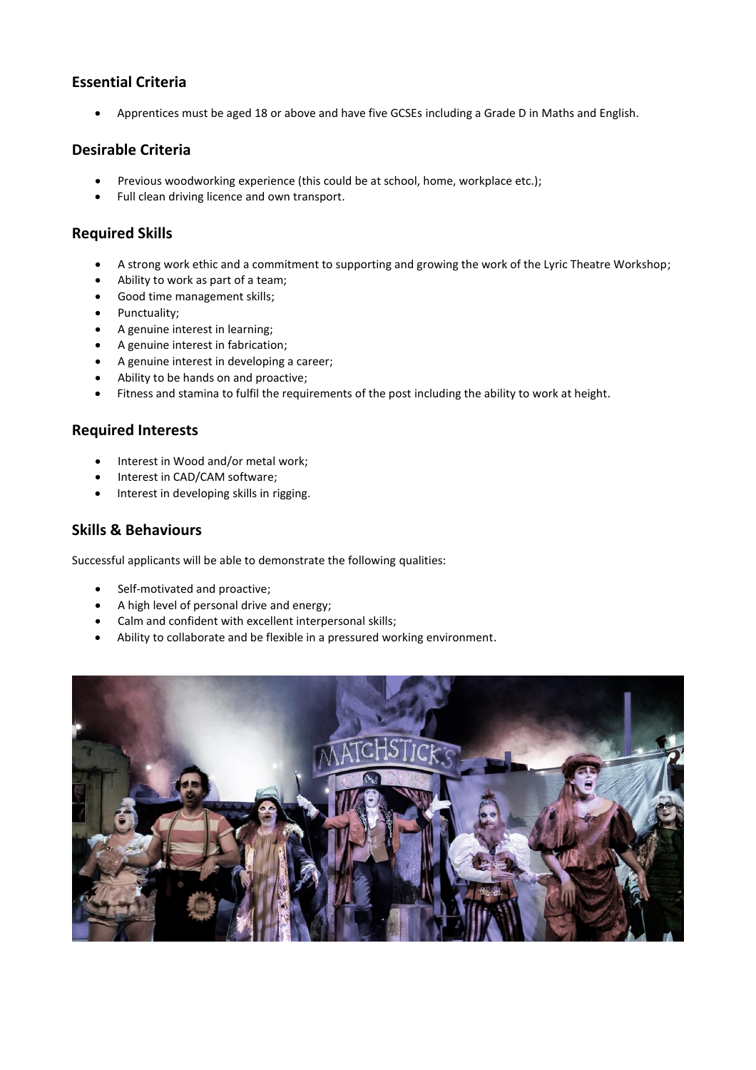## Essential Criteria

- Apprentices must be aged 18 or above and have five GCSEs including a Grade D in Maths and English.

## Desirable Criteria

- Previous woodworking experience (this could be at school, home, workplace etc.);
- Full clean driving licence and own transport.

## Required Skills

- A strong work ethic and a commitment to supporting and growing the work of the Lyric Theatre Workshop;
- Ability to work as part of a team;
- Good time management skills;
- Punctuality;
- A genuine interest in learning;
- A genuine interest in fabrication;
- A genuine interest in developing a career;
- Ability to be hands on and proactive;
- Fitness and stamina to fulfil the requirements of the post including the ability to work at height.

## Required Interests

- Interest in Wood and/or metal work;
- Interest in CAD/CAM software;
- Interest in developing skills in rigging.

## Skills & Behaviours

Successful applicants will be able to demonstrate the following qualities:

- Self-motivated and proactive;
- A high level of personal drive and energy;
- Calm and confident with excellent interpersonal skills;
- Ability to collaborate and be flexible in a pressured working environment.